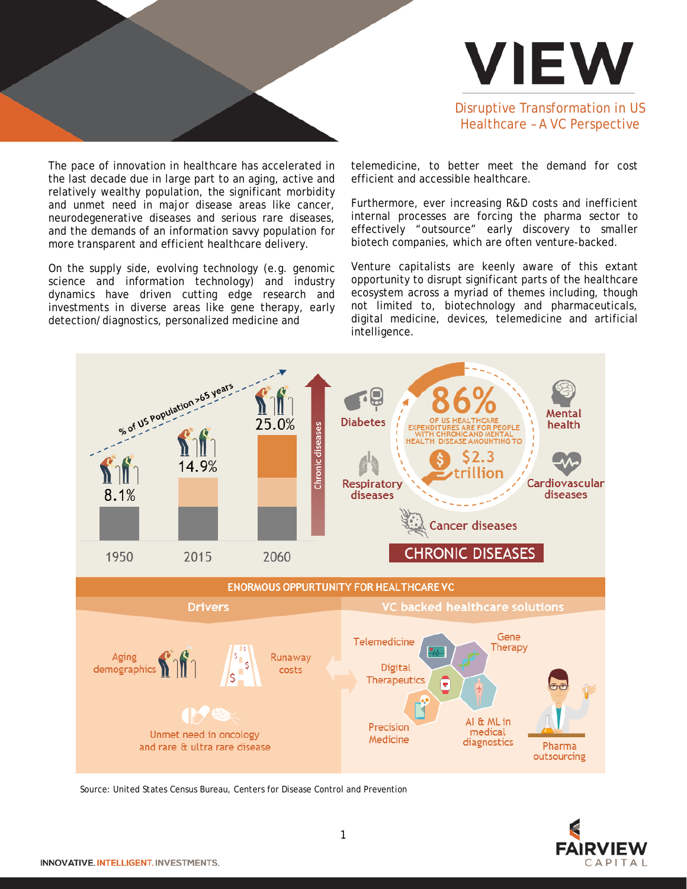# VIEW

## Disruptive Transformation in US Healthcare – A VC Perspective

The pace of innovation in healthcare has accelerated in the last decade due in large part to an aging, active and relatively wealthy population, the significant morbidity and unmet need in major disease areas like cancer, neurodegenerative diseases and serious rare diseases, and the demands of an information savvy population for more transparent and efficient healthcare delivery.

On the supply side, evolving technology (e.g. genomic science and information technology) and industry dynamics have driven cutting edge research and investments in diverse areas like gene therapy, early detection/diagnostics, personalized medicine and telemedicine, to better meet the demand for cost efficient and accessible healthcare.

Furthermore, ever increasing R&D costs and inefficient internal processes are forcing the pharma sector to effectively "outsource" early discovery to smaller biotech companies, which are often venture-backed.

Venture capitalists are keenly aware of this extant opportunity to disrupt significant parts of the healthcare ecosystem across a myriad of themes including, though not limited to, biotechnology and pharmaceuticals, digital medicine, devices, telemedicine and artificial intelligence.

% of US Population >65 years

| 1950 | 2015 | 2060 |
|---|---|---|
| 8.1% | 14.9% | 25.0% |

Chronic diseases

86% OF US HEALTHCARE EXPENDITURES ARE FOR PEOPLE WITH CHRONIC AND MENTAL HEALTH DISEASE AMOUNTING TO $2.3 trillion

Diabetes · Mental health · Respiratory diseases · Cardiovascular diseases · Cancer diseases

CHRONIC DISEASES

ENORMOUS OPPURTUNITY FOR HEALTHCARE VC

**Drivers**

- Aging demographics
- Runaway costs
- Unmet need in oncology and rare & ultra rare disease

**VC backed healthcare solutions**

- Telemedicine
- Gene Therapy
- Digital Therapeutics
- Precision Medicine
- AI & ML in medical diagnostics
- Pharma outsourcing

Source: United States Census Bureau, Centers for Disease Control and Prevention

FAIRVIEW CAPITAL

INNOVATIVE. INTELLIGENT. INVESTMENTS.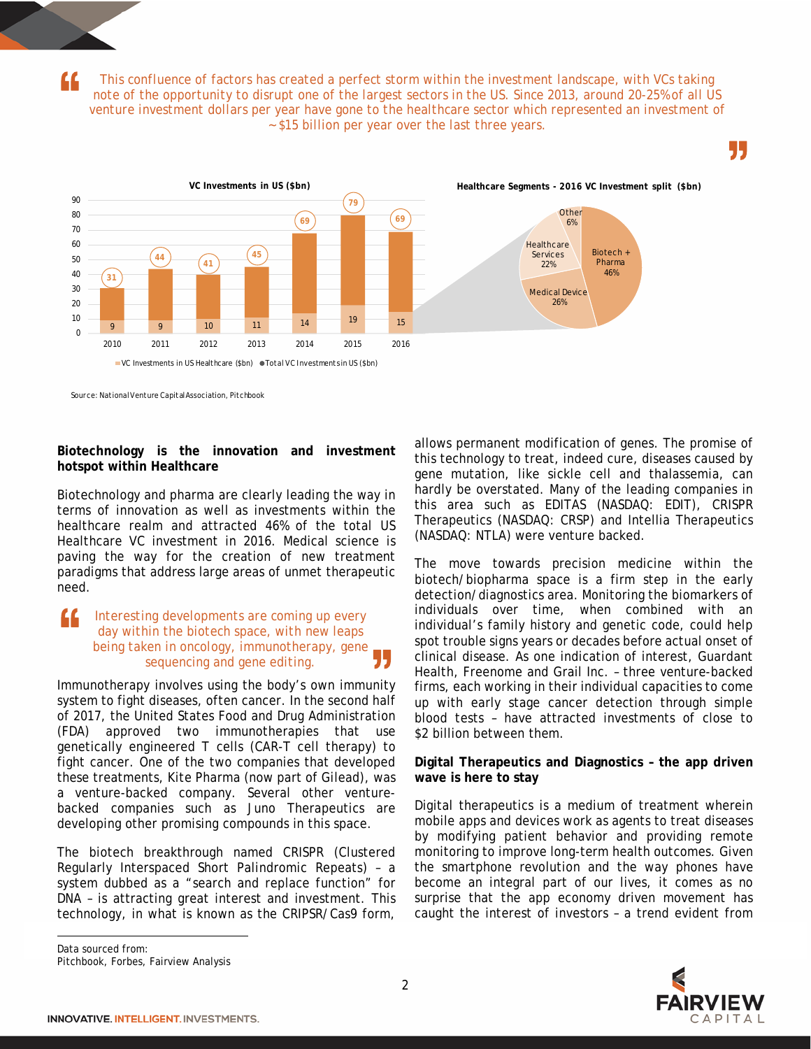> This confluence of factors has created a perfect storm within the investment landscape, with VCs taking note of the opportunity to disrupt one of the largest sectors in the US. Since 2013, around 20-25% of all US venture investment dollars per year have gone to the healthcare sector which represented an investment of ~$15 billion per year over the last three years.

**VC Investments in US ($bn)**

| Year | VC Investments in US Healthcare ($bn) | Total VC Investments in US ($bn) |
|---|---|---|
| 2010 | 9 | 31 |
| 2011 | 9 | 44 |
| 2012 | 10 | 41 |
| 2013 | 11 | 45 |
| 2014 | 14 | 69 |
| 2015 | 19 | 79 |
| 2016 | 15 | 69 |

**Healthcare Segments - 2016 VC Investment split ($bn)**

| Segment | Share |
|---|---|
| Biotech + Pharma | 46% |
| Medical Device | 26% |
| Healthcare Services | 22% |
| Other | 6% |

Source: National Venture Capital Association, Pitchbook

**Biotechnology is the innovation and investment hotspot within Healthcare**

Biotechnology and pharma are clearly leading the way in terms of innovation as well as investments within the healthcare realm and attracted 46% of the total US Healthcare VC investment in 2016. Medical science is paving the way for the creation of new treatment paradigms that address large areas of unmet therapeutic need.

> Interesting developments are coming up every day within the biotech space, with new leaps being taken in oncology, immunotherapy, gene sequencing and gene editing.

Immunotherapy involves using the body's own immunity system to fight diseases, often cancer. In the second half of 2017, the United States Food and Drug Administration (FDA) approved two immunotherapies that use genetically engineered T cells (CAR-T cell therapy) to fight cancer. One of the two companies that developed these treatments, Kite Pharma (now part of Gilead), was a venture-backed company. Several other venture-backed companies such as Juno Therapeutics are developing other promising compounds in this space.

The biotech breakthrough named CRISPR (Clustered Regularly Interspaced Short Palindromic Repeats) – a system dubbed as a "search and replace function" for DNA – is attracting great interest and investment. This technology, in what is known as the CRIPSR/Cas9 form, allows permanent modification of genes. The promise of this technology to treat, indeed cure, diseases caused by gene mutation, like sickle cell and thalassemia, can hardly be overstated. Many of the leading companies in this area such as EDITAS (NASDAQ: EDIT), CRISPR Therapeutics (NASDAQ: CRSP) and Intellia Therapeutics (NASDAQ: NTLA) were venture backed.

The move towards precision medicine within the biotech/biopharma space is a firm step in the early detection/diagnostics area. Monitoring the biomarkers of individuals over time, when combined with an individual's family history and genetic code, could help spot trouble signs years or decades before actual onset of clinical disease. As one indication of interest, Guardant Health, Freenome and Grail Inc. – three venture-backed firms, each working in their individual capacities to come up with early stage cancer detection through simple blood tests – have attracted investments of close to $2 billion between them.

**Digital Therapeutics and Diagnostics – the app driven wave is here to stay**

Digital therapeutics is a medium of treatment wherein mobile apps and devices work as agents to treat diseases by modifying patient behavior and providing remote monitoring to improve long-term health outcomes. Given the smartphone revolution and the way phones have become an integral part of our lives, it comes as no surprise that the app economy driven movement has caught the interest of investors – a trend evident from

---

Data sourced from:
Pitchbook, Forbes, Fairview Analysis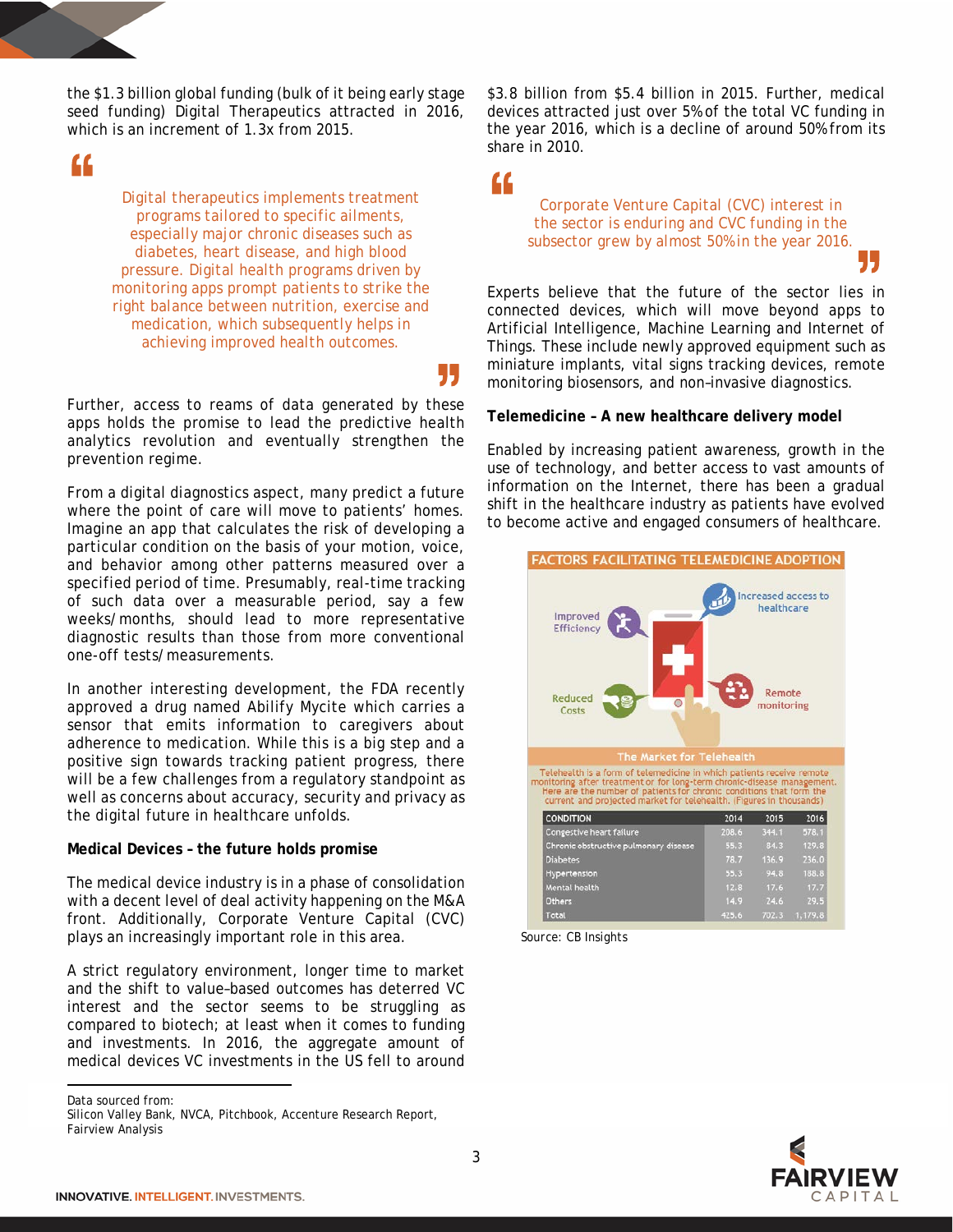the $1.3 billion global funding (bulk of it being early stage seed funding) Digital Therapeutics attracted in 2016, which is an increment of 1.3x from 2015.

> Digital therapeutics implements treatment programs tailored to specific ailments, especially major chronic diseases such as diabetes, heart disease, and high blood pressure. Digital health programs driven by monitoring apps prompt patients to strike the right balance between nutrition, exercise and medication, which subsequently helps in achieving improved health outcomes.

Further, access to reams of data generated by these apps holds the promise to lead the predictive health analytics revolution and eventually strengthen the prevention regime.

From a digital diagnostics aspect, many predict a future where the point of care will move to patients' homes. Imagine an app that calculates the risk of developing a particular condition on the basis of your motion, voice, and behavior among other patterns measured over a specified period of time. Presumably, real-time tracking of such data over a measurable period, say a few weeks/months, should lead to more representative diagnostic results than those from more conventional one-off tests/measurements.

In another interesting development, the FDA recently approved a drug named Abilify Mycite which carries a sensor that emits information to caregivers about adherence to medication. While this is a big step and a positive sign towards tracking patient progress, there will be a few challenges from a regulatory standpoint as well as concerns about accuracy, security and privacy as the digital future in healthcare unfolds.

**Medical Devices – the future holds promise**

The medical device industry is in a phase of consolidation with a decent level of deal activity happening on the M&A front. Additionally, Corporate Venture Capital (CVC) plays an increasingly important role in this area.

A strict regulatory environment, longer time to market and the shift to value-based outcomes has deterred VC interest and the sector seems to be struggling as compared to biotech; at least when it comes to funding and investments. In 2016, the aggregate amount of medical devices VC investments in the US fell to around $3.8 billion from $5.4 billion in 2015. Further, medical devices attracted just over 5% of the total VC funding in the year 2016, which is a decline of around 50% from its share in 2010.

> Corporate Venture Capital (CVC) interest in the sector is enduring and CVC funding in the subsector grew by almost 50% in the year 2016.

Experts believe that the future of the sector lies in connected devices, which will move beyond apps to Artificial Intelligence, Machine Learning and Internet of Things. These include newly approved equipment such as miniature implants, vital signs tracking devices, remote monitoring biosensors, and non-invasive diagnostics.

**Telemedicine – A new healthcare delivery model**

Enabled by increasing patient awareness, growth in the use of technology, and better access to vast amounts of information on the Internet, there has been a gradual shift in the healthcare industry as patients have evolved to become active and engaged consumers of healthcare.

**FACTORS FACILITATING TELEMEDICINE ADOPTION**

Improved Efficiency · Increased access to healthcare · Reduced Costs · Remote monitoring

**The Market for Telehealth**

Telehealth is a form of telemedicine in which patients receive remote monitoring after treatment or for long-term chronic-disease management. Here are the number of patients for chronic conditions that form the current and projected market for telehealth. (Figures in thousands)

| CONDITION | 2014 | 2015 | 2016 |
|---|---|---|---|
| Congestive heart failure | 208.6 | 344.1 | 578.1 |
| Chronic obstructive pulmonary disease | 55.3 | 84.3 | 129.8 |
| Diabetes | 78.7 | 136.9 | 236.0 |
| Hypertension | 55.3 | 94.8 | 188.8 |
| Mental health | 12.8 | 17.6 | 17.7 |
| Others | 14.9 | 24.6 | 29.5 |
| Total | 425.6 | 702.3 | 1,179.8 |

Source: CB Insights

---

Data sourced from:
Silicon Valley Bank, NVCA, Pitchbook, Accenture Research Report, Fairview Analysis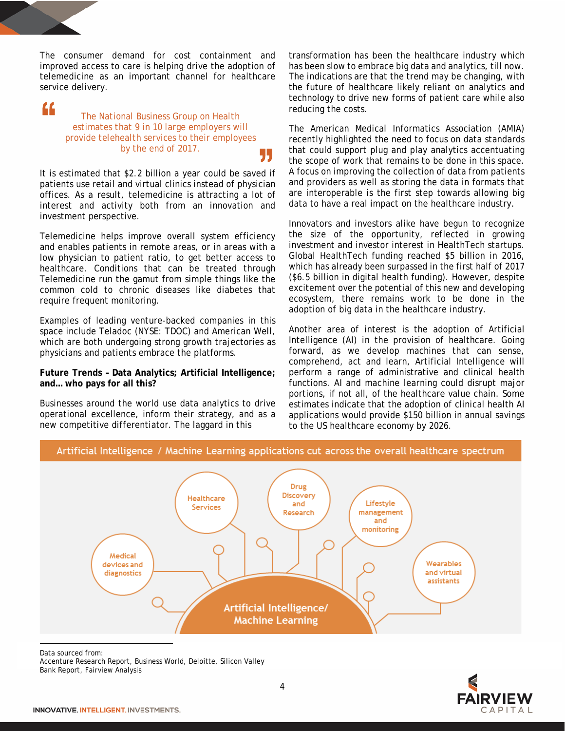The consumer demand for cost containment and improved access to care is helping drive the adoption of telemedicine as an important channel for healthcare service delivery.

> The National Business Group on Health estimates that 9 in 10 large employers will provide telehealth services to their employees by the end of 2017.

It is estimated that $2.2 billion a year could be saved if patients use retail and virtual clinics instead of physician offices. As a result, telemedicine is attracting a lot of interest and activity both from an innovation and investment perspective.

Telemedicine helps improve overall system efficiency and enables patients in remote areas, or in areas with a low physician to patient ratio, to get better access to healthcare. Conditions that can be treated through Telemedicine run the gamut from simple things like the common cold to chronic diseases like diabetes that require frequent monitoring.

Examples of leading venture-backed companies in this space include Teladoc (NYSE: TDOC) and American Well, which are both undergoing strong growth trajectories as physicians and patients embrace the platforms.

**Future Trends – Data Analytics; Artificial Intelligence; and… who pays for all this?**

Businesses around the world use data analytics to drive operational excellence, inform their strategy, and as a new competitive differentiator. The laggard in this transformation has been the healthcare industry which has been slow to embrace big data and analytics, till now. The indications are that the trend may be changing, with the future of healthcare likely reliant on analytics and technology to drive new forms of patient care while also reducing the costs.

The American Medical Informatics Association (AMIA) recently highlighted the need to focus on data standards that could support plug and play analytics accentuating the scope of work that remains to be done in this space. A focus on improving the collection of data from patients and providers as well as storing the data in formats that are interoperable is the first step towards allowing big data to have a real impact on the healthcare industry.

Innovators and investors alike have begun to recognize the size of the opportunity, reflected in growing investment and investor interest in HealthTech startups. Global HealthTech funding reached $5 billion in 2016, which has already been surpassed in the first half of 2017 ($6.5 billion in digital health funding). However, despite excitement over the potential of this new and developing ecosystem, there remains work to be done in the adoption of big data in the healthcare industry.

Another area of interest is the adoption of Artificial Intelligence (AI) in the provision of healthcare. Going forward, as we develop machines that can sense, comprehend, act and learn, Artificial Intelligence will perform a range of administrative and clinical health functions. AI and machine learning could disrupt major portions, if not all, of the healthcare value chain. Some estimates indicate that the adoption of clinical health AI applications would provide $150 billion in annual savings to the US healthcare economy by 2026.

**Artificial Intelligence / Machine Learning applications cut across the overall healthcare spectrum**

Artificial Intelligence/ Machine Learning

- Medical devices and diagnostics
- Healthcare Services
- Drug Discovery and Research
- Lifestyle management and monitoring
- Wearables and virtual assistants

Data sourced from:
Accenture Research Report, Business World, Deloitte, Silicon Valley Bank Report, Fairview Analysis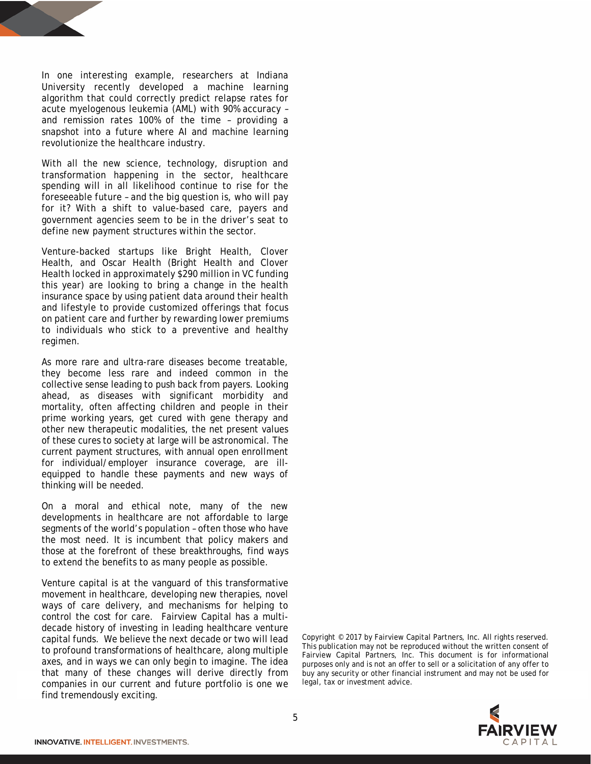In one interesting example, researchers at Indiana University recently developed a machine learning algorithm that could correctly predict relapse rates for acute myelogenous leukemia (AML) with 90% accuracy – and remission rates 100% of the time – providing a snapshot into a future where AI and machine learning revolutionize the healthcare industry.

With all the new science, technology, disruption and transformation happening in the sector, healthcare spending will in all likelihood continue to rise for the foreseeable future – and the big question is, who will pay for it? With a shift to value-based care, payers and government agencies seem to be in the driver's seat to define new payment structures within the sector.

Venture-backed startups like Bright Health, Clover Health, and Oscar Health (Bright Health and Clover Health locked in approximately $290 million in VC funding this year) are looking to bring a change in the health insurance space by using patient data around their health and lifestyle to provide customized offerings that focus on patient care and further by rewarding lower premiums to individuals who stick to a preventive and healthy regimen.

As more rare and ultra-rare diseases become treatable, they become less rare and indeed common in the collective sense leading to push back from payers. Looking ahead, as diseases with significant morbidity and mortality, often affecting children and people in their prime working years, get cured with gene therapy and other new therapeutic modalities, the net present values of these cures to society at large will be astronomical. The current payment structures, with annual open enrollment for individual/employer insurance coverage, are ill-equipped to handle these payments and new ways of thinking will be needed.

On a moral and ethical note, many of the new developments in healthcare are not affordable to large segments of the world's population – often those who have the most need. It is incumbent that policy makers and those at the forefront of these breakthroughs, find ways to extend the benefits to as many people as possible.

Venture capital is at the vanguard of this transformative movement in healthcare, developing new therapies, novel ways of care delivery, and mechanisms for helping to control the cost for care. Fairview Capital has a multi-decade history of investing in leading healthcare venture capital funds. We believe the next decade or two will lead to profound transformations of healthcare, along multiple axes, and in ways we can only begin to imagine. The idea that many of these changes will derive directly from companies in our current and future portfolio is one we find tremendously exciting.

Copyright © 2017 by Fairview Capital Partners, Inc. All rights reserved. This publication may not be reproduced without the written consent of Fairview Capital Partners, Inc. This document is for informational purposes only and is not an offer to sell or a solicitation of any offer to buy any security or other financial instrument and may not be used for legal, tax or investment advice.